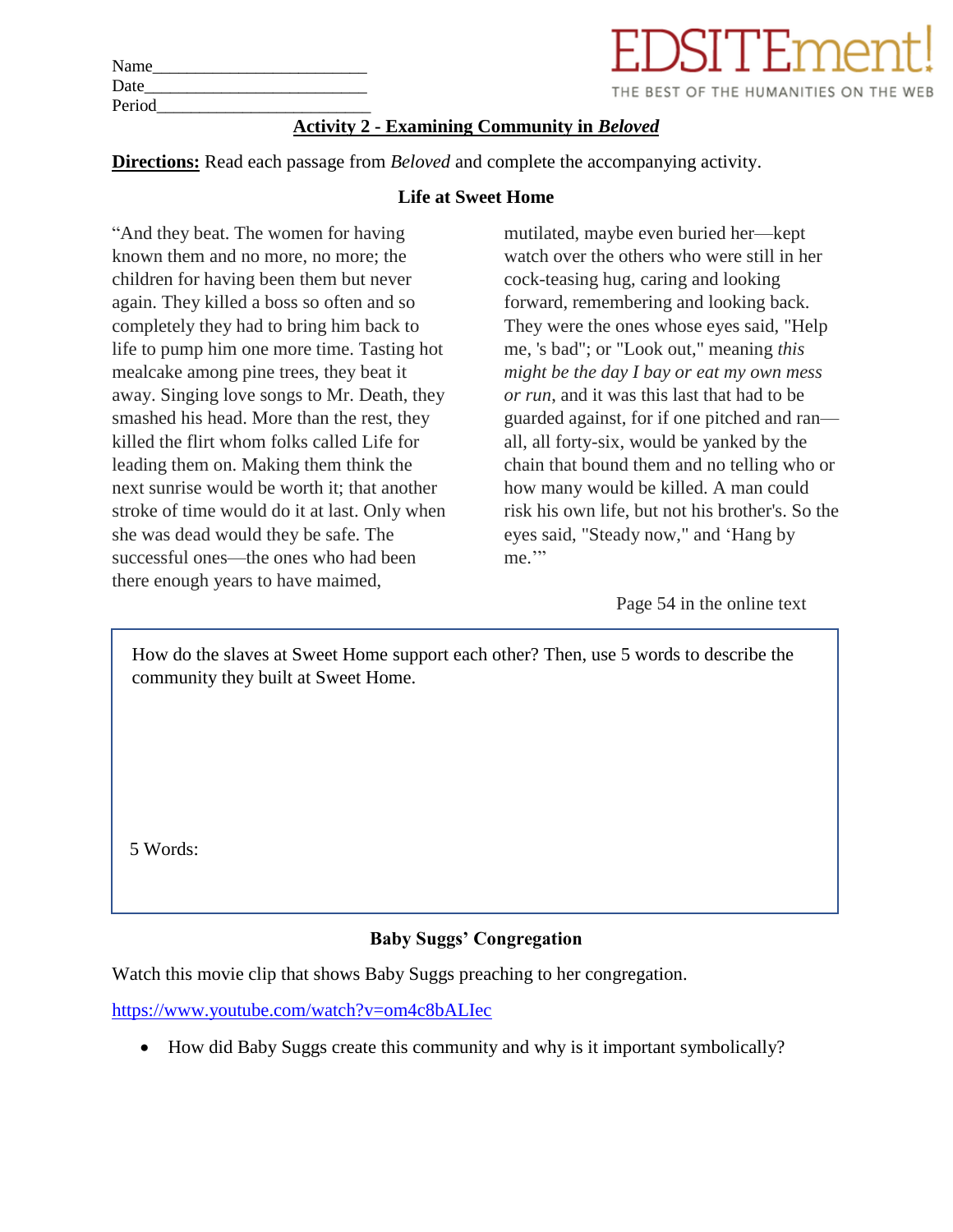Name_________________________
Date__________________________
Period________________________

EDSITEment!
THE BEST OF THE HUMANITIES ON THE WEB

## Activity 2 - Examining Community in *Beloved*

**Directions:** Read each passage from *Beloved* and complete the accompanying activity.

### Life at Sweet Home

"And they beat. The women for having known them and no more, no more; the children for having been them but never again. They killed a boss so often and so completely they had to bring him back to life to pump him one more time. Tasting hot mealcake among pine trees, they beat it away. Singing love songs to Mr. Death, they smashed his head. More than the rest, they killed the flirt whom folks called Life for leading them on. Making them think the next sunrise would be worth it; that another stroke of time would do it at last. Only when she was dead would they be safe. The successful ones—the ones who had been there enough years to have maimed, mutilated, maybe even buried her—kept watch over the others who were still in her cock-teasing hug, caring and looking forward, remembering and looking back. They were the ones whose eyes said, "Help me, 's bad"; or "Look out," meaning *this might be the day I bay or eat my own mess or run*, and it was this last that had to be guarded against, for if one pitched and ran—all, all forty-six, would be yanked by the chain that bound them and no telling who or how many would be killed. A man could risk his own life, but not his brother's. So the eyes said, "Steady now," and 'Hang by me.'"

Page 54 in the online text

How do the slaves at Sweet Home support each other? Then, use 5 words to describe the community they built at Sweet Home.

5 Words:

### Baby Suggs' Congregation

Watch this movie clip that shows Baby Suggs preaching to her congregation.

https://www.youtube.com/watch?v=om4c8bALIec

- How did Baby Suggs create this community and why is it important symbolically?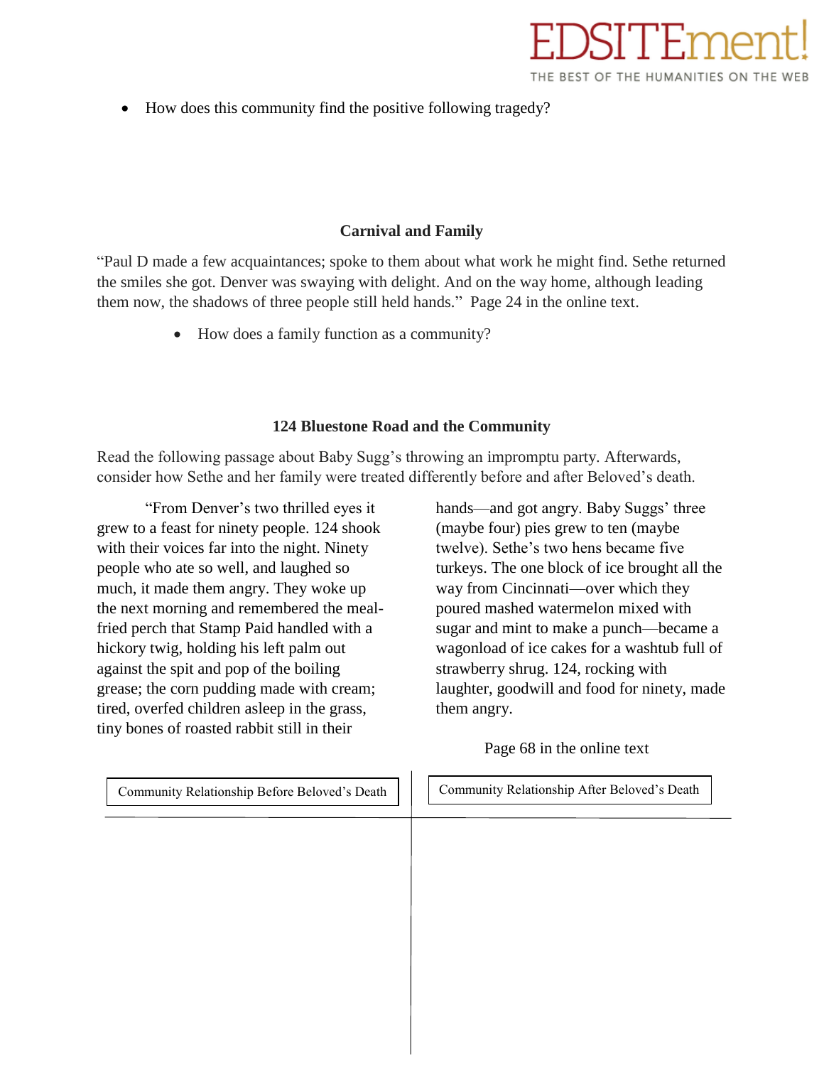- How does this community find the positive following tragedy?

### Carnival and Family

"Paul D made a few acquaintances; spoke to them about what work he might find. Sethe returned the smiles she got. Denver was swaying with delight. And on the way home, although leading them now, the shadows of three people still held hands." Page 24 in the online text.

- How does a family function as a community?

### 124 Bluestone Road and the Community

Read the following passage about Baby Sugg's throwing an impromptu party. Afterwards, consider how Sethe and her family were treated differently before and after Beloved's death.

"From Denver's two thrilled eyes it grew to a feast for ninety people. 124 shook with their voices far into the night. Ninety people who ate so well, and laughed so much, it made them angry. They woke up the next morning and remembered the meal-fried perch that Stamp Paid handled with a hickory twig, holding his left palm out against the spit and pop of the boiling grease; the corn pudding made with cream; tired, overfed children asleep in the grass, tiny bones of roasted rabbit still in their hands—and got angry. Baby Suggs' three (maybe four) pies grew to ten (maybe twelve). Sethe's two hens became five turkeys. The one block of ice brought all the way from Cincinnati—over which they poured mashed watermelon mixed with sugar and mint to make a punch—became a wagonload of ice cakes for a washtub full of strawberry shrug. 124, rocking with laughter, goodwill and food for ninety, made them angry.

Page 68 in the online text

| Community Relationship Before Beloved's Death | Community Relationship After Beloved's Death |
| --- | --- |
| | |